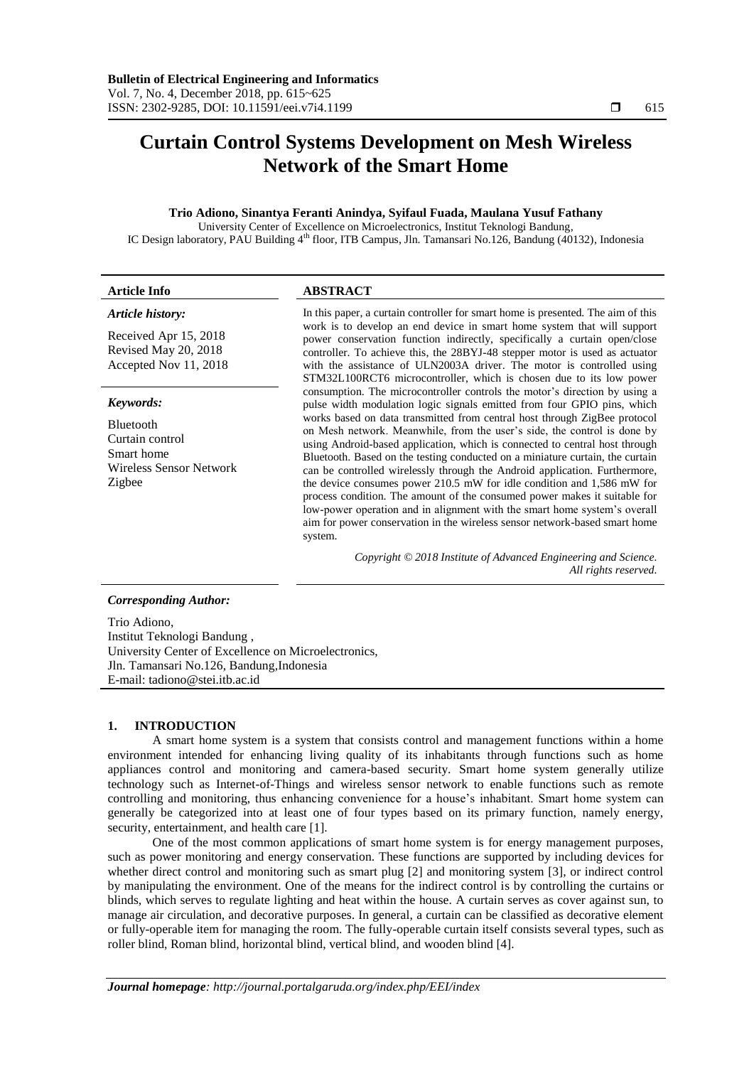# Curtain Control Systems Development on Mesh Wireless Network of the Smart Home

**Trio Adiono, Sinantya Feranti Anindya, Syifaul Fuada, Maulana Yusuf Fathany**

University Center of Excellence on Microelectronics, Institut Teknologi Bandung,
IC Design laboratory, PAU Building 4th floor, ITB Campus, Jln. Tamansari No.126, Bandung (40132), Indonesia

| Article Info | ABSTRACT |
| --- | --- |
| ***Article history:*** <br> Received Apr 15, 2018 <br> Revised May 20, 2018 <br> Accepted Nov 11, 2018 <br><br> ***Keywords:*** <br> Bluetooth <br> Curtain control <br> Smart home <br> Wireless Sensor Network <br> Zigbee | In this paper, a curtain controller for smart home is presented. The aim of this work is to develop an end device in smart home system that will support power conservation function indirectly, specifically a curtain open/close controller. To achieve this, the 28BYJ-48 stepper motor is used as actuator with the assistance of ULN2003A driver. The motor is controlled using STM32L100RCT6 microcontroller, which is chosen due to its low power consumption. The microcontroller controls the motor's direction by using a pulse width modulation logic signals emitted from four GPIO pins, which works based on data transmitted from central host through ZigBee protocol on Mesh network. Meanwhile, from the user's side, the control is done by using Android-based application, which is connected to central host through Bluetooth. Based on the testing conducted on a miniature curtain, the curtain can be controlled wirelessly through the Android application. Furthermore, the device consumes power 210.5 mW for idle condition and 1,586 mW for process condition. The amount of the consumed power makes it suitable for low-power operation and in alignment with the smart home system's overall aim for power conservation in the wireless sensor network-based smart home system. <br><br> *Copyright © 2018 Institute of Advanced Engineering and Science. All rights reserved.* |

***Corresponding Author:***

Trio Adiono,
Institut Teknologi Bandung ,
University Center of Excellence on Microelectronics,
Jln. Tamansari No.126, Bandung,Indonesia
E-mail: tadiono@stei.itb.ac.id

## 1. INTRODUCTION

A smart home system is a system that consists control and management functions within a home environment intended for enhancing living quality of its inhabitants through functions such as home appliances control and monitoring and camera-based security. Smart home system generally utilize technology such as Internet-of-Things and wireless sensor network to enable functions such as remote controlling and monitoring, thus enhancing convenience for a house's inhabitant. Smart home system can generally be categorized into at least one of four types based on its primary function, namely energy, security, entertainment, and health care [1].

One of the most common applications of smart home system is for energy management purposes, such as power monitoring and energy conservation. These functions are supported by including devices for whether direct control and monitoring such as smart plug [2] and monitoring system [3], or indirect control by manipulating the environment. One of the means for the indirect control is by controlling the curtains or blinds, which serves to regulate lighting and heat within the house. A curtain serves as cover against sun, to manage air circulation, and decorative purposes. In general, a curtain can be classified as decorative element or fully-operable item for managing the room. The fully-operable curtain itself consists several types, such as roller blind, Roman blind, horizontal blind, vertical blind, and wooden blind [4].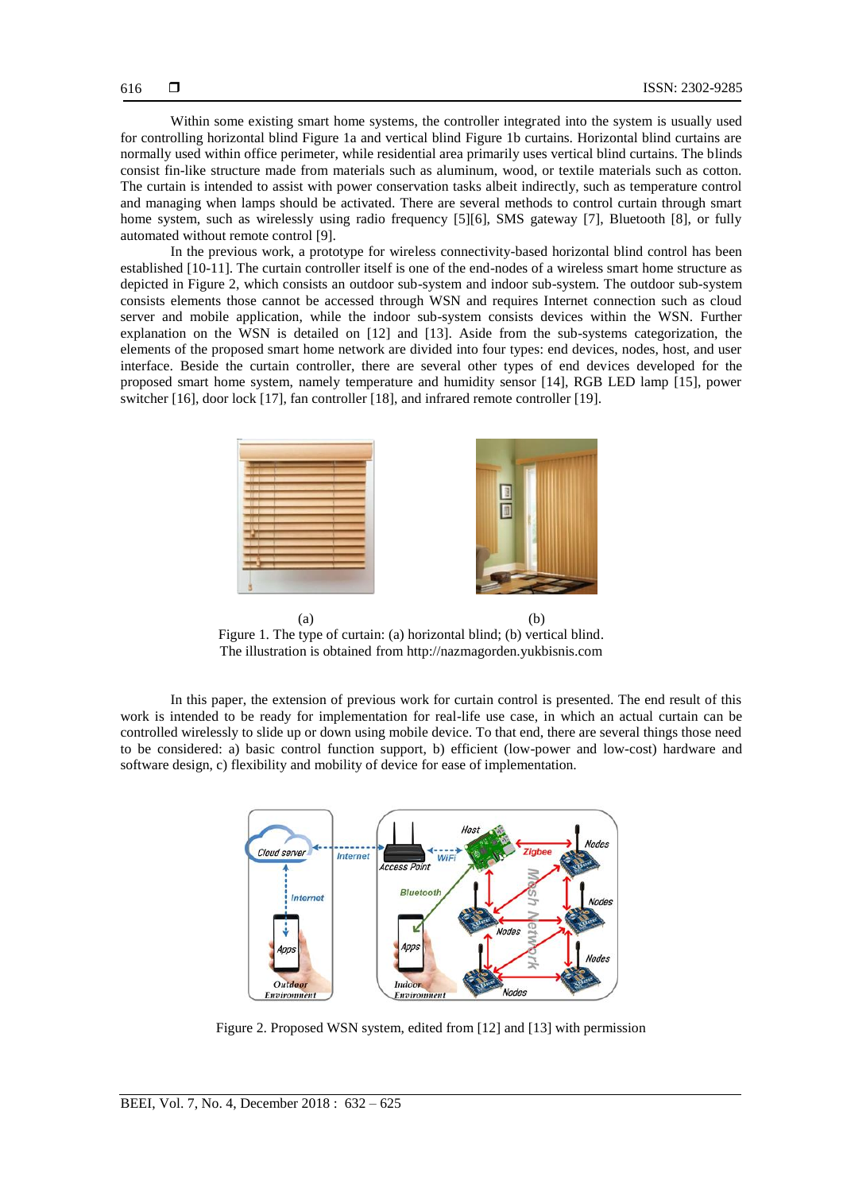Within some existing smart home systems, the controller integrated into the system is usually used for controlling horizontal blind Figure 1a and vertical blind Figure 1b curtains. Horizontal blind curtains are normally used within office perimeter, while residential area primarily uses vertical blind curtains. The blinds consist fin-like structure made from materials such as aluminum, wood, or textile materials such as cotton. The curtain is intended to assist with power conservation tasks albeit indirectly, such as temperature control and managing when lamps should be activated. There are several methods to control curtain through smart home system, such as wirelessly using radio frequency [5][6], SMS gateway [7], Bluetooth [8], or fully automated without remote control [9].

In the previous work, a prototype for wireless connectivity-based horizontal blind control has been established [10-11]. The curtain controller itself is one of the end-nodes of a wireless smart home structure as depicted in Figure 2, which consists an outdoor sub-system and indoor sub-system. The outdoor sub-system consists elements those cannot be accessed through WSN and requires Internet connection such as cloud server and mobile application, while the indoor sub-system consists devices within the WSN. Further explanation on the WSN is detailed on [12] and [13]. Aside from the sub-systems categorization, the elements of the proposed smart home network are divided into four types: end devices, nodes, host, and user interface. Beside the curtain controller, there are several other types of end devices developed for the proposed smart home system, namely temperature and humidity sensor [14], RGB LED lamp [15], power switcher [16], door lock [17], fan controller [18], and infrared remote controller [19].

(a) (b)

Figure 1. The type of curtain: (a) horizontal blind; (b) vertical blind. The illustration is obtained from http://nazmagorden.yukbisnis.com

In this paper, the extension of previous work for curtain control is presented. The end result of this work is intended to be ready for implementation for real-life use case, in which an actual curtain can be controlled wirelessly to slide up or down using mobile device. To that end, there are several things those need to be considered: a) basic control function support, b) efficient (low-power and low-cost) hardware and software design, c) flexibility and mobility of device for ease of implementation.

Cloud server
Internet
Internet
Apps
Outdoor Environment
Access Point
WiFi
Host
Zigbee
Nodes
Bluetooth
Mesh Network
Nodes
Nodes
Nodes
Nodes
Apps
Indoor Environment

Figure 2. Proposed WSN system, edited from [12] and [13] with permission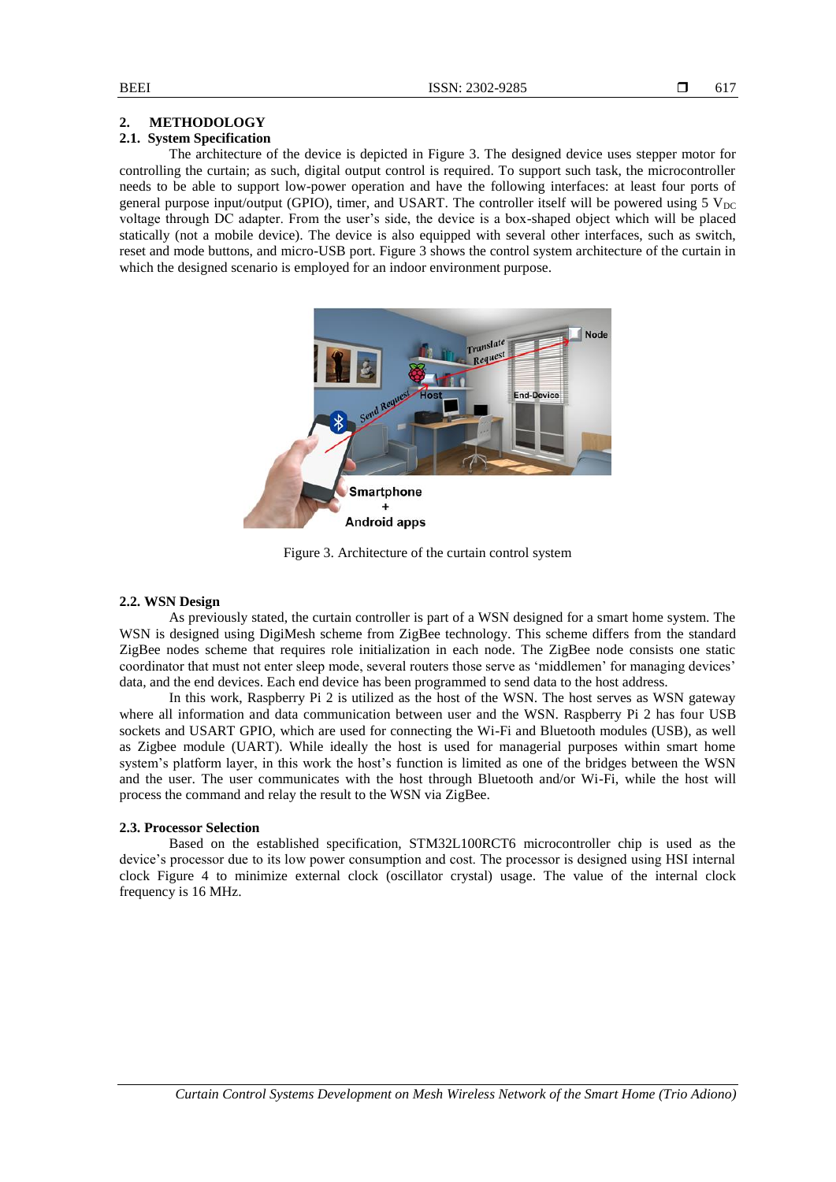## 2. METHODOLOGY

### 2.1. System Specification

The architecture of the device is depicted in Figure 3. The designed device uses stepper motor for controlling the curtain; as such, digital output control is required. To support such task, the microcontroller needs to be able to support low-power operation and have the following interfaces: at least four ports of general purpose input/output (GPIO), timer, and USART. The controller itself will be powered using 5 $V_{DC}$ voltage through DC adapter. From the user's side, the device is a box-shaped object which will be placed statically (not a mobile device). The device is also equipped with several other interfaces, such as switch, reset and mode buttons, and micro-USB port. Figure 3 shows the control system architecture of the curtain in which the designed scenario is employed for an indoor environment purpose.

Translate Request
Node
Send Request
Host
End-Device
Smartphone
+
Android apps

Figure 3. Architecture of the curtain control system

### 2.2. WSN Design

As previously stated, the curtain controller is part of a WSN designed for a smart home system. The WSN is designed using DigiMesh scheme from ZigBee technology. This scheme differs from the standard ZigBee nodes scheme that requires role initialization in each node. The ZigBee node consists one static coordinator that must not enter sleep mode, several routers those serve as 'middlemen' for managing devices' data, and the end devices. Each end device has been programmed to send data to the host address.

In this work, Raspberry Pi 2 is utilized as the host of the WSN. The host serves as WSN gateway where all information and data communication between user and the WSN. Raspberry Pi 2 has four USB sockets and USART GPIO, which are used for connecting the Wi-Fi and Bluetooth modules (USB), as well as Zigbee module (UART). While ideally the host is used for managerial purposes within smart home system's platform layer, in this work the host's function is limited as one of the bridges between the WSN and the user. The user communicates with the host through Bluetooth and/or Wi-Fi, while the host will process the command and relay the result to the WSN via ZigBee.

### 2.3. Processor Selection

Based on the established specification, STM32L100RCT6 microcontroller chip is used as the device's processor due to its low power consumption and cost. The processor is designed using HSI internal clock Figure 4 to minimize external clock (oscillator crystal) usage. The value of the internal clock frequency is 16 MHz.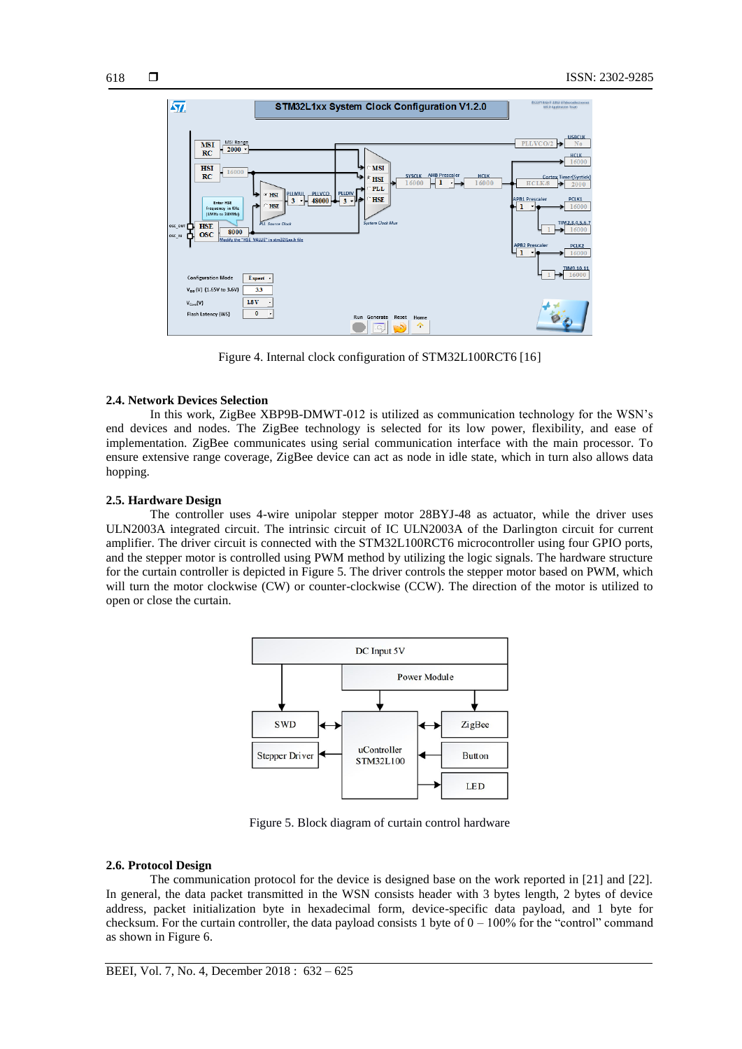Figure 4. Internal clock configuration of STM32L100RCT6 [16]

### 2.4. Network Devices Selection

In this work, ZigBee XBP9B-DMWT-012 is utilized as communication technology for the WSN's end devices and nodes. The ZigBee technology is selected for its low power, flexibility, and ease of implementation. ZigBee communicates using serial communication interface with the main processor. To ensure extensive range coverage, ZigBee device can act as node in idle state, which in turn also allows data hopping.

### 2.5. Hardware Design

The controller uses 4-wire unipolar stepper motor 28BYJ-48 as actuator, while the driver uses ULN2003A integrated circuit. The intrinsic circuit of IC ULN2003A of the Darlington circuit for current amplifier. The driver circuit is connected with the STM32L100RCT6 microcontroller using four GPIO ports, and the stepper motor is controlled using PWM method by utilizing the logic signals. The hardware structure for the curtain controller is depicted in Figure 5. The driver controls the stepper motor based on PWM, which will turn the motor clockwise (CW) or counter-clockwise (CCW). The direction of the motor is utilized to open or close the curtain.

Figure 5. Block diagram of curtain control hardware

### 2.6. Protocol Design

The communication protocol for the device is designed base on the work reported in [21] and [22]. In general, the data packet transmitted in the WSN consists header with 3 bytes length, 2 bytes of device address, packet initialization byte in hexadecimal form, device-specific data payload, and 1 byte for checksum. For the curtain controller, the data payload consists 1 byte of 0 – 100% for the "control" command as shown in Figure 6.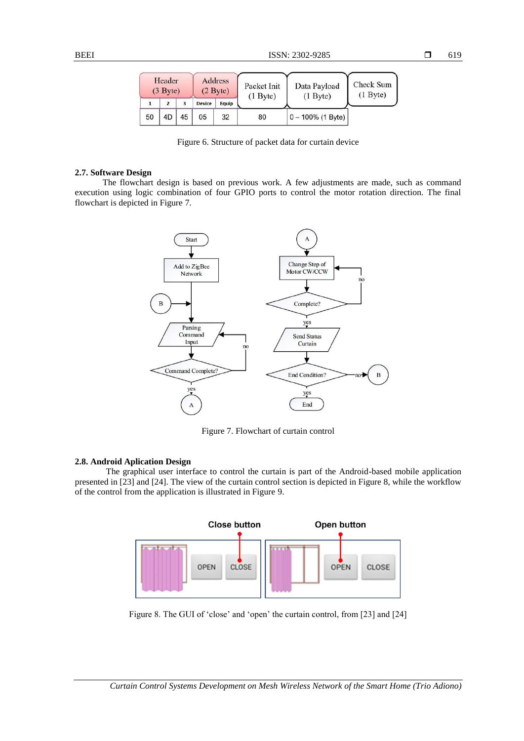| Header (3 Byte) | | | Address (2 Byte) | | Packet Init (1 Byte) | Data Payload (1 Byte) | Check Sum (1 Byte) |
|---|---|---|---|---|---|---|---|
| 1 | 2 | 3 | Device | Equip | | | |
| 50 | 4D | 45 | 05 | 32 | 80 | 0 – 100% (1 Byte) | |

Figure 6. Structure of packet data for curtain device

### 2.7. Software Design

The flowchart design is based on previous work. A few adjustments are made, such as command execution using logic combination of four GPIO ports to control the motor rotation direction. The final flowchart is depicted in Figure 7.

Start
Add to ZigBee Network
B
Parsing Command Input
no
Command Complete?
yes
A

A
Change Step of Motor CW/CCW
no
Complete?
yes
Send Status Curtain
End Condition?
no
B
yes
End

Figure 7. Flowchart of curtain control

### 2.8. Android Aplication Design

The graphical user interface to control the curtain is part of the Android-based mobile application presented in [23] and [24]. The view of the curtain control section is depicted in Figure 8, while the workflow of the control from the application is illustrated in Figure 9.

Close button
Open button
OPEN
CLOSE
OPEN
CLOSE

Figure 8. The GUI of 'close' and 'open' the curtain control, from [23] and [24]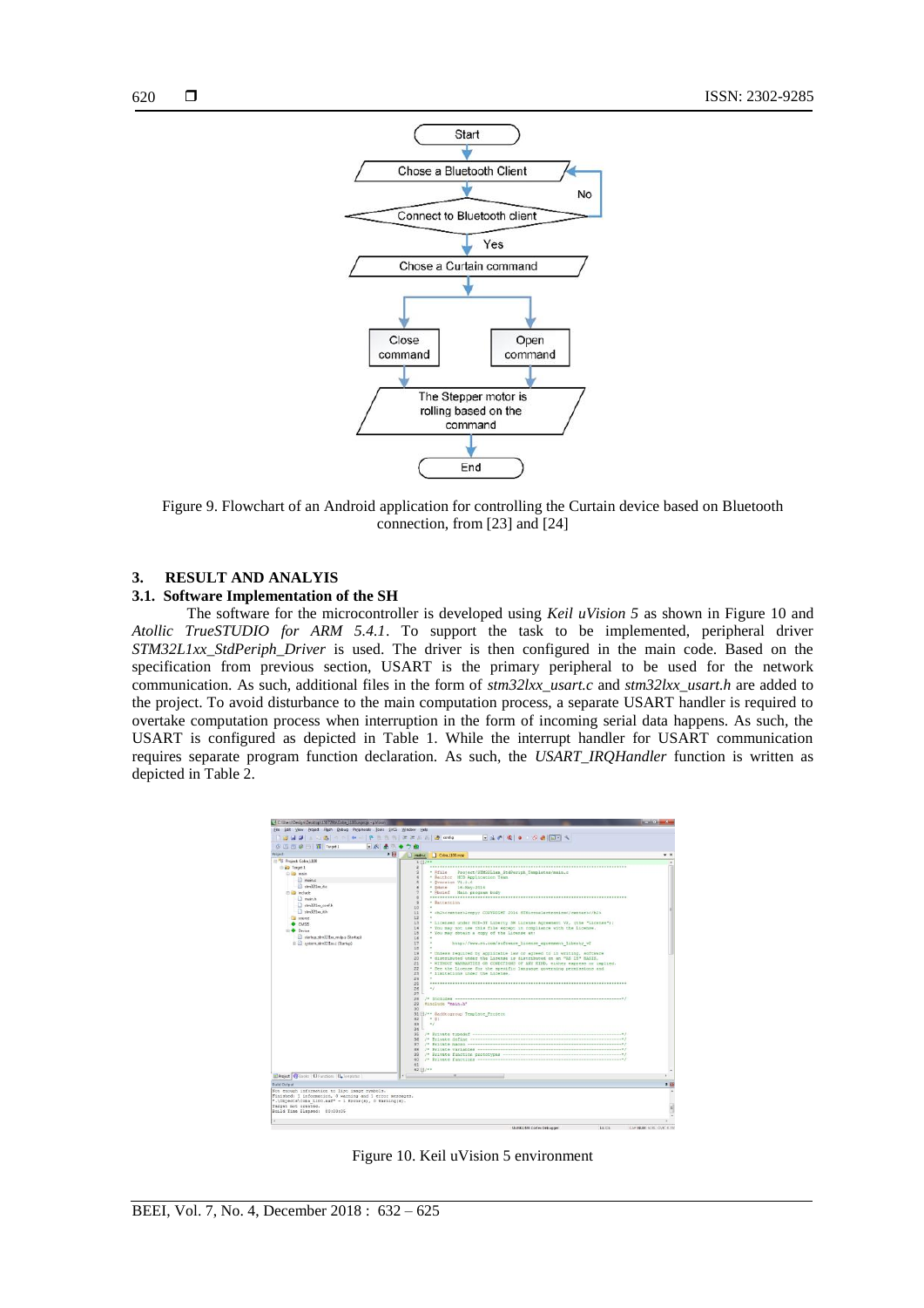Figure 9. Flowchart of an Android application for controlling the Curtain device based on Bluetooth connection, from [23] and [24]

## 3. RESULT AND ANALYIS

### 3.1. Software Implementation of the SH

The software for the microcontroller is developed using *Keil uVision 5* as shown in Figure 10 and *Atollic TrueSTUDIO for ARM 5.4.1*. To support the task to be implemented, peripheral driver *STM32L1xx_StdPeriph_Driver* is used. The driver is then configured in the main code. Based on the specification from previous section, USART is the primary peripheral to be used for the network communication. As such, additional files in the form of *stm32lxx_usart.c* and *stm32lxx_usart.h* are added to the project. To avoid disturbance to the main computation process, a separate USART handler is required to overtake computation process when interruption in the form of incoming serial data happens. As such, the USART is configured as depicted in Table 1. While the interrupt handler for USART communication requires separate program function declaration. As such, the *USART_IRQHandler* function is written as depicted in Table 2.

Figure 10. Keil uVision 5 environment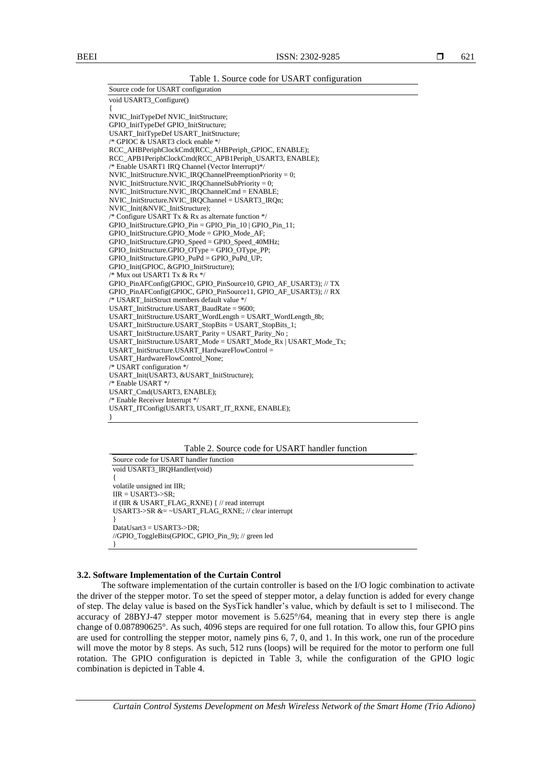Table 1. Source code for USART configuration

| Source code for USART configuration |
|---|
| `void USART3_Configure()`<br>`{`<br>`NVIC_InitTypeDef NVIC_InitStructure;`<br>`GPIO_InitTypeDef GPIO_InitStructure;`<br>`USART_InitTypeDef USART_InitStructure;`<br>`/* GPIOC & USART3 clock enable */`<br>`RCC_AHBPeriphClockCmd(RCC_AHBPeriph_GPIOC, ENABLE);`<br>`RCC_APB1PeriphClockCmd(RCC_APB1Periph_USART3, ENABLE);`<br>`/* Enable USART1 IRQ Channel (Vector Interrupt)*/`<br>`NVIC_InitStructure.NVIC_IRQChannelPreemptionPriority = 0;`<br>`NVIC_InitStructure.NVIC_IRQChannelSubPriority = 0;`<br>`NVIC_InitStructure.NVIC_IRQChannelCmd = ENABLE;`<br>`NVIC_InitStructure.NVIC_IRQChannel = USART3_IRQn;`<br>`NVIC_Init(&NVIC_InitStructure);`<br>`/* Configure USART Tx & Rx as alternate function */`<br>`GPIO_InitStructure.GPIO_Pin = GPIO_Pin_10 \| GPIO_Pin_11;`<br>`GPIO_InitStructure.GPIO_Mode = GPIO_Mode_AF;`<br>`GPIO_InitStructure.GPIO_Speed = GPIO_Speed_40MHz;`<br>`GPIO_InitStructure.GPIO_OType = GPIO_OType_PP;`<br>`GPIO_InitStructure.GPIO_PuPd = GPIO_PuPd_UP;`<br>`GPIO_Init(GPIOC, &GPIO_InitStructure);`<br>`/* Mux out USART1 Tx & Rx */`<br>`GPIO_PinAFConfig(GPIOC, GPIO_PinSource10, GPIO_AF_USART3); // TX`<br>`GPIO_PinAFConfig(GPIOC, GPIO_PinSource11, GPIO_AF_USART3); // RX`<br>`/* USART_InitStruct members default value */`<br>`USART_InitStructure.USART_BaudRate = 9600;`<br>`USART_InitStructure.USART_WordLength = USART_WordLength_8b;`<br>`USART_InitStructure.USART_StopBits = USART_StopBits_1;`<br>`USART_InitStructure.USART_Parity = USART_Parity_No ;`<br>`USART_InitStructure.USART_Mode = USART_Mode_Rx \| USART_Mode_Tx;`<br>`USART_InitStructure.USART_HardwareFlowControl =`<br>`USART_HardwareFlowControl_None;`<br>`/* USART configuration */`<br>`USART_Init(USART3, &USART_InitStructure);`<br>`/* Enable USART */`<br>`USART_Cmd(USART3, ENABLE);`<br>`/* Enable Receiver Interrupt */`<br>`USART_ITConfig(USART3, USART_IT_RXNE, ENABLE);`<br>`}` |

Table 2. Source code for USART handler function

| Source code for USART handler function |
|---|
| `void USART3_IRQHandler(void)`<br>`{`<br>`volatile unsigned int IIR;`<br>`IIR = USART3->SR;`<br>`if (IIR & USART_FLAG_RXNE) { // read interrupt`<br>`USART3->SR &= ~USART_FLAG_RXNE; // clear interrupt`<br>`}`<br>`DataUsart3 = USART3->DR;`<br>`//GPIO_ToggleBits(GPIOC, GPIO_Pin_9); // green led`<br>`}` |

### 3.2. Software Implementation of the Curtain Control

The software implementation of the curtain controller is based on the I/O logic combination to activate the driver of the stepper motor. To set the speed of stepper motor, a delay function is added for every change of step. The delay value is based on the SysTick handler's value, which by default is set to 1 milisecond. The accuracy of 28BYJ-47 stepper motor movement is 5.625°/64, meaning that in every step there is angle change of 0.087890625°. As such, 4096 steps are required for one full rotation. To allow this, four GPIO pins are used for controlling the stepper motor, namely pins 6, 7, 0, and 1. In this work, one run of the procedure will move the motor by 8 steps. As such, 512 runs (loops) will be required for the motor to perform one full rotation. The GPIO configuration is depicted in Table 3, while the configuration of the GPIO logic combination is depicted in Table 4.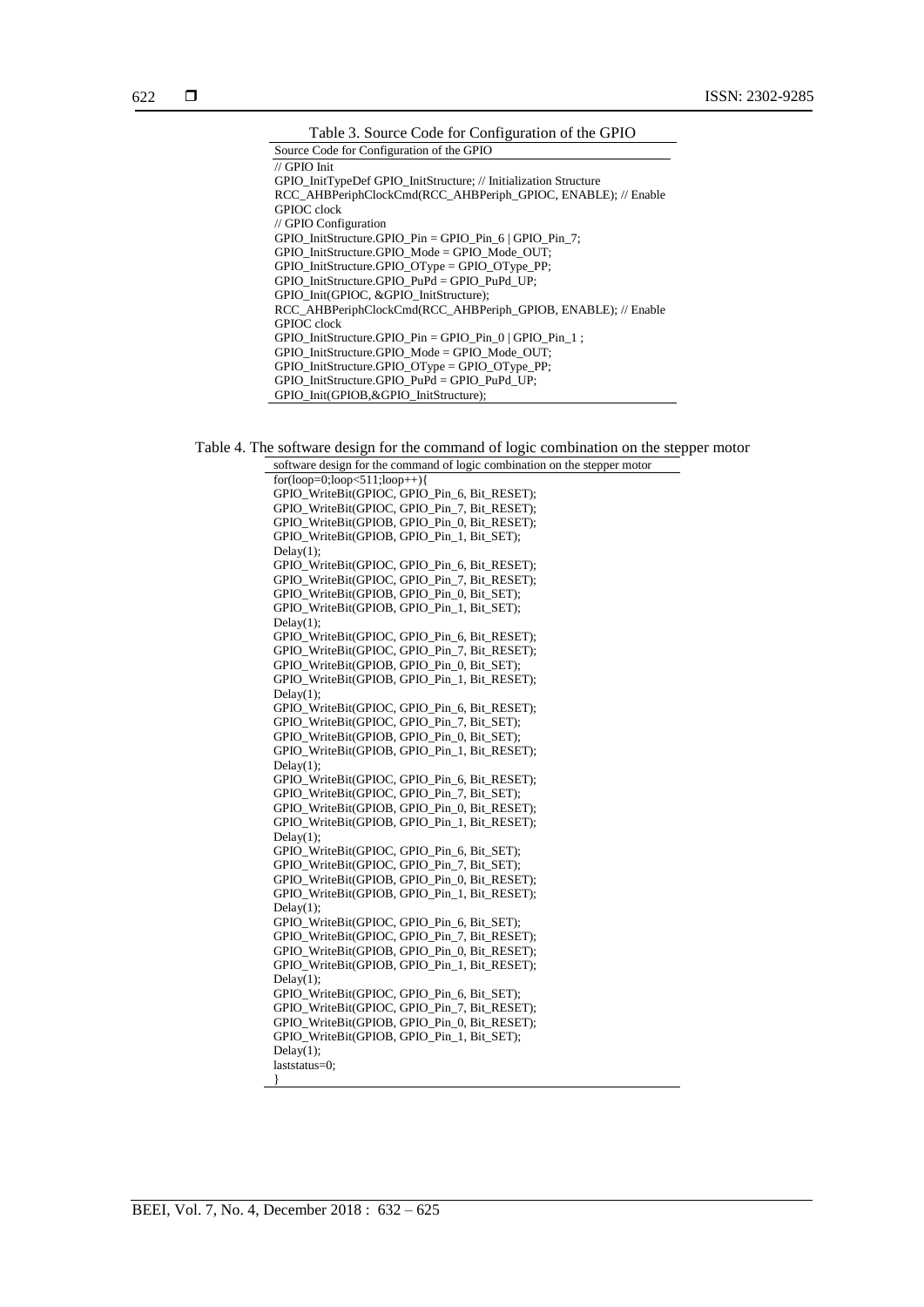Table 3. Source Code for Configuration of the GPIO

Source Code for Configuration of the GPIO

```
// GPIO Init
GPIO_InitTypeDef GPIO_InitStructure; // Initialization Structure
RCC_AHBPeriphClockCmd(RCC_AHBPeriph_GPIOC, ENABLE); // Enable
GPIOC clock
// GPIO Configuration
GPIO_InitStructure.GPIO_Pin = GPIO_Pin_6 | GPIO_Pin_7;
GPIO_InitStructure.GPIO_Mode = GPIO_Mode_OUT;
GPIO_InitStructure.GPIO_OType = GPIO_OType_PP;
GPIO_InitStructure.GPIO_PuPd = GPIO_PuPd_UP;
GPIO_Init(GPIOC, &GPIO_InitStructure);
RCC_AHBPeriphClockCmd(RCC_AHBPeriph_GPIOB, ENABLE); // Enable
GPIOC clock
GPIO_InitStructure.GPIO_Pin = GPIO_Pin_0 | GPIO_Pin_1 ;
GPIO_InitStructure.GPIO_Mode = GPIO_Mode_OUT;
GPIO_InitStructure.GPIO_OType = GPIO_OType_PP;
GPIO_InitStructure.GPIO_PuPd = GPIO_PuPd_UP;
GPIO_Init(GPIOB,&GPIO_InitStructure);
```

Table 4. The software design for the command of logic combination on the stepper motor

software design for the command of logic combination on the stepper motor

```
for(loop=0;loop<511;loop++){
GPIO_WriteBit(GPIOC, GPIO_Pin_6, Bit_RESET);
GPIO_WriteBit(GPIOC, GPIO_Pin_7, Bit_RESET);
GPIO_WriteBit(GPIOB, GPIO_Pin_0, Bit_RESET);
GPIO_WriteBit(GPIOB, GPIO_Pin_1, Bit_SET);
Delay(1);
GPIO_WriteBit(GPIOC, GPIO_Pin_6, Bit_RESET);
GPIO_WriteBit(GPIOC, GPIO_Pin_7, Bit_RESET);
GPIO_WriteBit(GPIOB, GPIO_Pin_0, Bit_SET);
GPIO_WriteBit(GPIOB, GPIO_Pin_1, Bit_SET);
Delay(1);
GPIO_WriteBit(GPIOC, GPIO_Pin_6, Bit_RESET);
GPIO_WriteBit(GPIOC, GPIO_Pin_7, Bit_RESET);
GPIO_WriteBit(GPIOB, GPIO_Pin_0, Bit_SET);
GPIO_WriteBit(GPIOB, GPIO_Pin_1, Bit_RESET);
Delay(1);
GPIO_WriteBit(GPIOC, GPIO_Pin_6, Bit_RESET);
GPIO_WriteBit(GPIOC, GPIO_Pin_7, Bit_SET);
GPIO_WriteBit(GPIOB, GPIO_Pin_0, Bit_SET);
GPIO_WriteBit(GPIOB, GPIO_Pin_1, Bit_RESET);
Delay(1);
GPIO_WriteBit(GPIOC, GPIO_Pin_6, Bit_RESET);
GPIO_WriteBit(GPIOC, GPIO_Pin_7, Bit_SET);
GPIO_WriteBit(GPIOB, GPIO_Pin_0, Bit_RESET);
GPIO_WriteBit(GPIOB, GPIO_Pin_1, Bit_RESET);
Delay(1);
GPIO_WriteBit(GPIOC, GPIO_Pin_6, Bit_SET);
GPIO_WriteBit(GPIOC, GPIO_Pin_7, Bit_SET);
GPIO_WriteBit(GPIOB, GPIO_Pin_0, Bit_RESET);
GPIO_WriteBit(GPIOB, GPIO_Pin_1, Bit_RESET);
Delay(1);
GPIO_WriteBit(GPIOC, GPIO_Pin_6, Bit_SET);
GPIO_WriteBit(GPIOC, GPIO_Pin_7, Bit_RESET);
GPIO_WriteBit(GPIOB, GPIO_Pin_0, Bit_RESET);
GPIO_WriteBit(GPIOB, GPIO_Pin_1, Bit_RESET);
Delay(1);
GPIO_WriteBit(GPIOC, GPIO_Pin_6, Bit_SET);
GPIO_WriteBit(GPIOC, GPIO_Pin_7, Bit_RESET);
GPIO_WriteBit(GPIOB, GPIO_Pin_0, Bit_RESET);
GPIO_WriteBit(GPIOB, GPIO_Pin_1, Bit_SET);
Delay(1);
laststatus=0;
}
```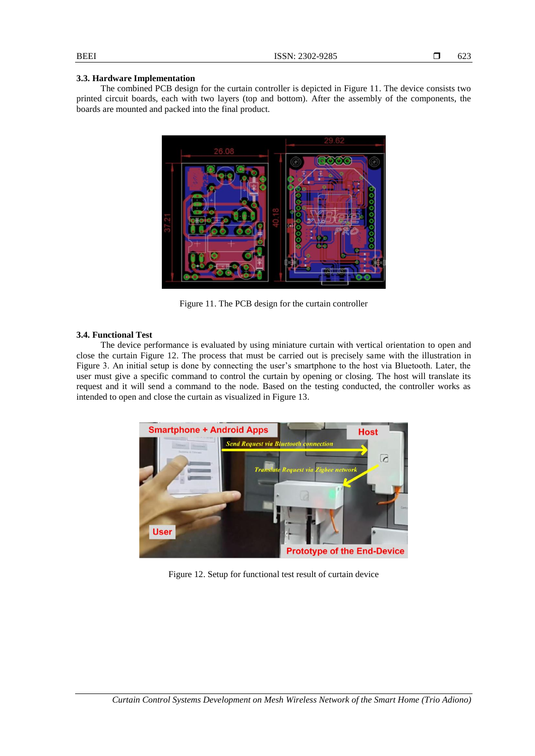### 3.3. Hardware Implementation

The combined PCB design for the curtain controller is depicted in Figure 11. The device consists two printed circuit boards, each with two layers (top and bottom). After the assembly of the components, the boards are mounted and packed into the final product.

Figure 11. The PCB design for the curtain controller

### 3.4. Functional Test

The device performance is evaluated by using miniature curtain with vertical orientation to open and close the curtain Figure 12. The process that must be carried out is precisely same with the illustration in Figure 3. An initial setup is done by connecting the user's smartphone to the host via Bluetooth. Later, the user must give a specific command to control the curtain by opening or closing. The host will translate its request and it will send a command to the node. Based on the testing conducted, the controller works as intended to open and close the curtain as visualized in Figure 13.

Figure 12. Setup for functional test result of curtain device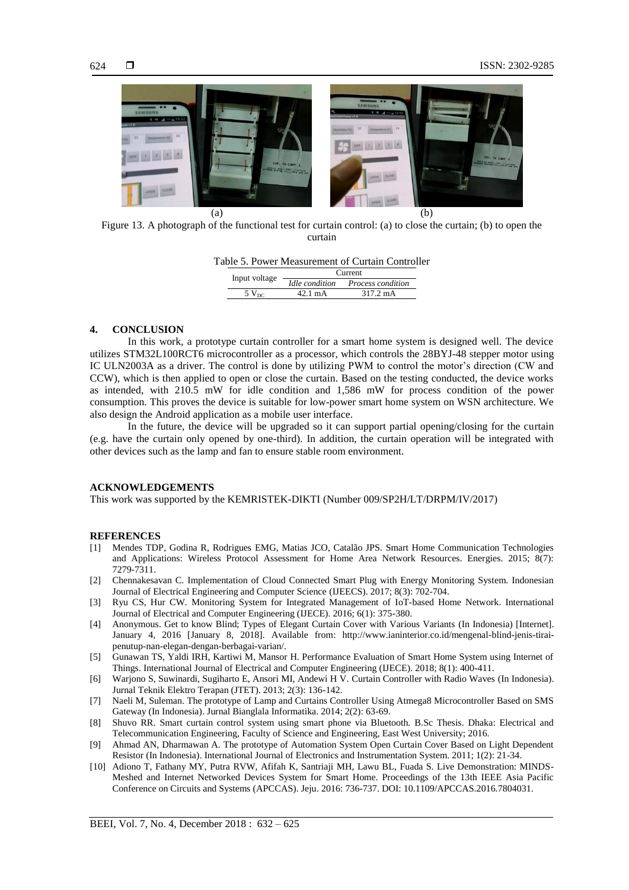(a) (b)

Figure 13. A photograph of the functional test for curtain control: (a) to close the curtain; (b) to open the curtain

Table 5. Power Measurement of Curtain Controller

| Input voltage | Current | |
|---|---|---|
| | *Idle condition* | *Process condition* |
| 5 $V_{DC}$ | 42.1 mA | 317.2 mA |

## 4. CONCLUSION

In this work, a prototype curtain controller for a smart home system is designed well. The device utilizes STM32L100RCT6 microcontroller as a processor, which controls the 28BYJ-48 stepper motor using IC ULN2003A as a driver. The control is done by utilizing PWM to control the motor's direction (CW and CCW), which is then applied to open or close the curtain. Based on the testing conducted, the device works as intended, with 210.5 mW for idle condition and 1,586 mW for process condition of the power consumption. This proves the device is suitable for low-power smart home system on WSN architecture. We also design the Android application as a mobile user interface.

In the future, the device will be upgraded so it can support partial opening/closing for the curtain (e.g. have the curtain only opened by one-third). In addition, the curtain operation will be integrated with other devices such as the lamp and fan to ensure stable room environment.

## ACKNOWLEDGEMENTS

This work was supported by the KEMRISTEK-DIKTI (Number 009/SP2H/LT/DRPM/IV/2017)

## REFERENCES

[1] Mendes TDP, Godina R, Rodrigues EMG, Matias JCO, Catalão JPS. Smart Home Communication Technologies and Applications: Wireless Protocol Assessment for Home Area Network Resources. Energies. 2015; 8(7): 7279-7311.

[2] Chennakesavan C. Implementation of Cloud Connected Smart Plug with Energy Monitoring System. Indonesian Journal of Electrical Engineering and Computer Science (IJEECS). 2017; 8(3): 702-704.

[3] Ryu CS, Hur CW. Monitoring System for Integrated Management of IoT-based Home Network. International Journal of Electrical and Computer Engineering (IJECE). 2016; 6(1): 375-380.

[4] Anonymous. Get to know Blind; Types of Elegant Curtain Cover with Various Variants (In Indonesia) [Internet]. January 4, 2016 [January 8, 2018]. Available from: http://www.ianinterior.co.id/mengenal-blind-jenis-tirai-penutup-nan-elegan-dengan-berbagai-varian/.

[5] Gunawan TS, Yaldi IRH, Kartiwi M, Mansor H. Performance Evaluation of Smart Home System using Internet of Things. International Journal of Electrical and Computer Engineering (IJECE). 2018; 8(1): 400-411.

[6] Warjono S, Suwinardi, Sugiharto E, Ansori MI, Andewi H V. Curtain Controller with Radio Waves (In Indonesia). Jurnal Teknik Elektro Terapan (JTET). 2013; 2(3): 136-142.

[7] Naeli M, Suleman. The prototype of Lamp and Curtains Controller Using Atmega8 Microcontroller Based on SMS Gateway (In Indonesia). Jurnal Bianglala Informatika. 2014; 2(2): 63-69.

[8] Shuvo RR. Smart curtain control system using smart phone via Bluetooth. B.Sc Thesis. Dhaka: Electrical and Telecommunication Engineering, Faculty of Science and Engineering, East West University; 2016.

[9] Ahmad AN, Dharmawan A. The prototype of Automation System Open Curtain Cover Based on Light Dependent Resistor (In Indonesia). International Journal of Electronics and Instrumentation System. 2011; 1(2): 21-34.

[10] Adiono T, Fathany MY, Putra RVW, Afifah K, Santriaji MH, Lawu BL, Fuada S. Live Demonstration: MINDS-Meshed and Internet Networked Devices System for Smart Home. Proceedings of the 13th IEEE Asia Pacific Conference on Circuits and Systems (APCCAS). Jeju. 2016: 736-737. DOI: 10.1109/APCCAS.2016.7804031.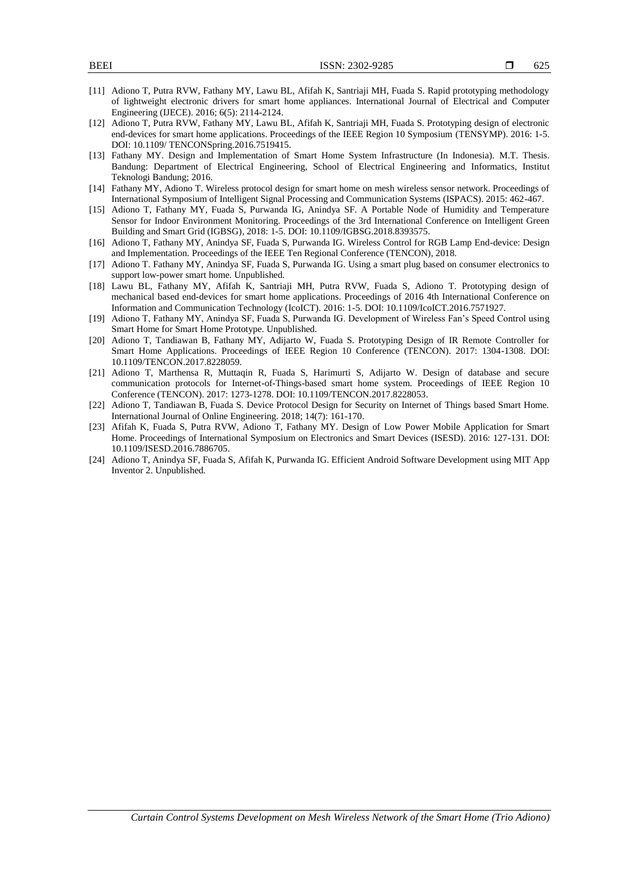[11] Adiono T, Putra RVW, Fathany MY, Lawu BL, Afifah K, Santriaji MH, Fuada S. Rapid prototyping methodology of lightweight electronic drivers for smart home appliances. International Journal of Electrical and Computer Engineering (IJECE). 2016; 6(5): 2114-2124.

[12] Adiono T, Putra RVW, Fathany MY, Lawu BL, Afifah K, Santriaji MH, Fuada S. Prototyping design of electronic end-devices for smart home applications. Proceedings of the IEEE Region 10 Symposium (TENSYMP). 2016: 1-5. DOI: 10.1109/ TENCONSpring.2016.7519415.

[13] Fathany MY. Design and Implementation of Smart Home System Infrastructure (In Indonesia). M.T. Thesis. Bandung: Department of Electrical Engineering, School of Electrical Engineering and Informatics, Institut Teknologi Bandung; 2016.

[14] Fathany MY, Adiono T. Wireless protocol design for smart home on mesh wireless sensor network. Proceedings of International Symposium of Intelligent Signal Processing and Communication Systems (ISPACS). 2015: 462-467.

[15] Adiono T, Fathany MY, Fuada S, Purwanda IG, Anindya SF. A Portable Node of Humidity and Temperature Sensor for Indoor Environment Monitoring. Proceedings of the 3rd International Conference on Intelligent Green Building and Smart Grid (IGBSG), 2018: 1-5. DOI: 10.1109/IGBSG.2018.8393575.

[16] Adiono T, Fathany MY, Anindya SF, Fuada S, Purwanda IG. Wireless Control for RGB Lamp End-device: Design and Implementation. Proceedings of the IEEE Ten Regional Conference (TENCON), 2018.

[17] Adiono T. Fathany MY, Anindya SF, Fuada S, Purwanda IG. Using a smart plug based on consumer electronics to support low-power smart home. Unpublished.

[18] Lawu BL, Fathany MY, Afifah K, Santriaji MH, Putra RVW, Fuada S, Adiono T. Prototyping design of mechanical based end-devices for smart home applications. Proceedings of 2016 4th International Conference on Information and Communication Technology (IcoICT). 2016: 1-5. DOI: 10.1109/IcoICT.2016.7571927.

[19] Adiono T, Fathany MY, Anindya SF, Fuada S, Purwanda IG. Development of Wireless Fan's Speed Control using Smart Home for Smart Home Prototype. Unpublished.

[20] Adiono T, Tandiawan B, Fathany MY, Adijarto W, Fuada S. Prototyping Design of IR Remote Controller for Smart Home Applications. Proceedings of IEEE Region 10 Conference (TENCON). 2017: 1304-1308. DOI: 10.1109/TENCON.2017.8228059.

[21] Adiono T, Marthensa R, Muttaqin R, Fuada S, Harimurti S, Adijarto W. Design of database and secure communication protocols for Internet-of-Things-based smart home system. Proceedings of IEEE Region 10 Conference (TENCON). 2017: 1273-1278. DOI: 10.1109/TENCON.2017.8228053.

[22] Adiono T, Tandiawan B, Fuada S. Device Protocol Design for Security on Internet of Things based Smart Home. International Journal of Online Engineering. 2018; 14(7): 161-170.

[23] Afifah K, Fuada S, Putra RVW, Adiono T, Fathany MY. Design of Low Power Mobile Application for Smart Home. Proceedings of International Symposium on Electronics and Smart Devices (ISESD). 2016: 127-131. DOI: 10.1109/ISESD.2016.7886705.

[24] Adiono T, Anindya SF, Fuada S, Afifah K, Purwanda IG. Efficient Android Software Development using MIT App Inventor 2. Unpublished.